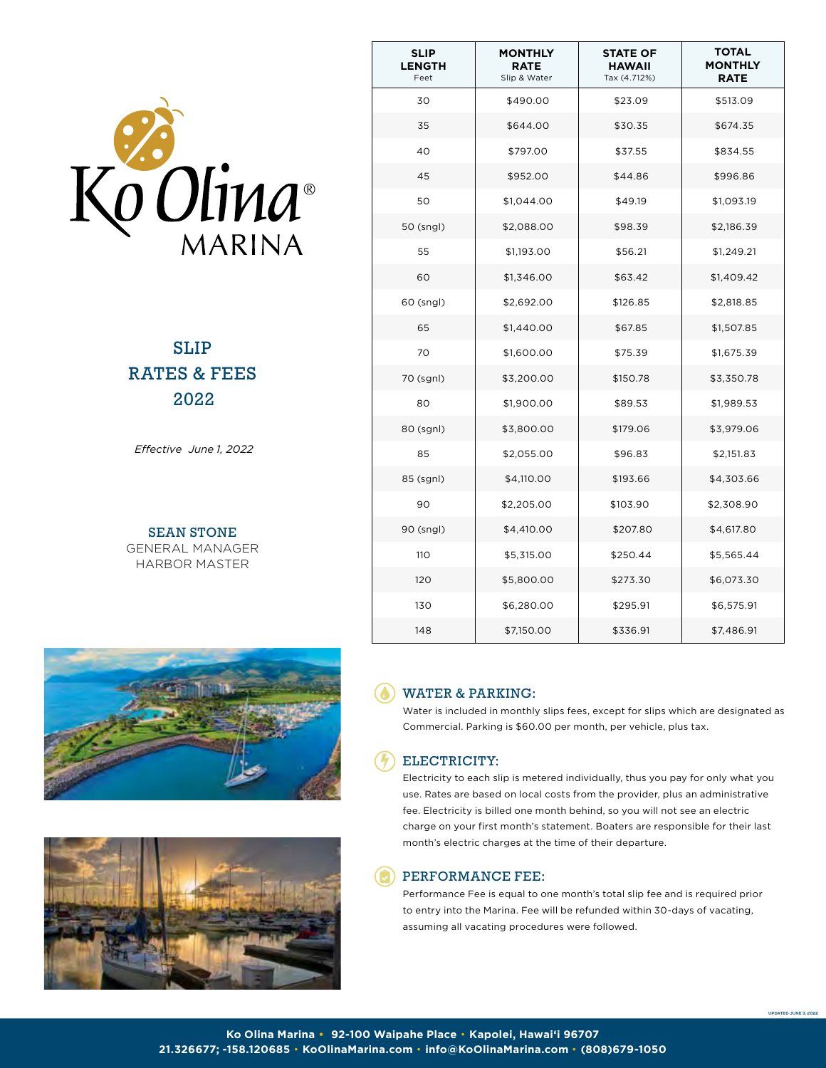# Ko Olina® MARINA

## SLIP RATES & FEES 2022

*Effective June 1, 2022*

**SEAN STONE**
GENERAL MANAGER
HARBOR MASTER

| SLIP LENGTH Feet | MONTHLY RATE Slip & Water | STATE OF HAWAII Tax (4.712%) | TOTAL MONTHLY RATE |
|---|---|---|---|
| 30 | $490.00 | $23.09 | $513.09 |
| 35 | $644.00 | $30.35 | $674.35 |
| 40 | $797.00 | $37.55 | $834.55 |
| 45 | $952.00 | $44.86 | $996.86 |
| 50 | $1,044.00 | $49.19 | $1,093.19 |
| 50 (sngl) | $2,088.00 | $98.39 | $2,186.39 |
| 55 | $1,193.00 | $56.21 | $1,249.21 |
| 60 | $1,346.00 | $63.42 | $1,409.42 |
| 60 (sngl) | $2,692.00 | $126.85 | $2,818.85 |
| 65 | $1,440.00 | $67.85 | $1,507.85 |
| 70 | $1,600.00 | $75.39 | $1,675.39 |
| 70 (sgnl) | $3,200.00 | $150.78 | $3,350.78 |
| 80 | $1,900.00 | $89.53 | $1,989.53 |
| 80 (sgnl) | $3,800.00 | $179.06 | $3,979.06 |
| 85 | $2,055.00 | $96.83 | $2,151.83 |
| 85 (sgnl) | $4,110.00 | $193.66 | $4,303.66 |
| 90 | $2,205.00 | $103.90 | $2,308.90 |
| 90 (sngl) | $4,410.00 | $207.80 | $4,617.80 |
| 110 | $5,315.00 | $250.44 | $5,565.44 |
| 120 | $5,800.00 | $273.30 | $6,073.30 |
| 130 | $6,280.00 | $295.91 | $6,575.91 |
| 148 | $7,150.00 | $336.91 | $7,486.91 |

### WATER & PARKING:

Water is included in monthly slips fees, except for slips which are designated as Commercial. Parking is $60.00 per month, per vehicle, plus tax.

### ELECTRICITY:

Electricity to each slip is metered individually, thus you pay for only what you use. Rates are based on local costs from the provider, plus an administrative fee. Electricity is billed one month behind, so you will not see an electric charge on your first month's statement. Boaters are responsible for their last month's electric charges at the time of their departure.

### PERFORMANCE FEE:

Performance Fee is equal to one month's total slip fee and is required prior to entry into the Marina. Fee will be refunded within 30-days of vacating, assuming all vacating procedures were followed.

UPDATED JUNE 3, 2022

**Ko Olina Marina • 92-100 Waipahe Place • Kapolei, Hawai'i 96707**
**21.326677; -158.120685 • KoOlinaMarina.com • info@KoOlinaMarina.com • (808)679-1050**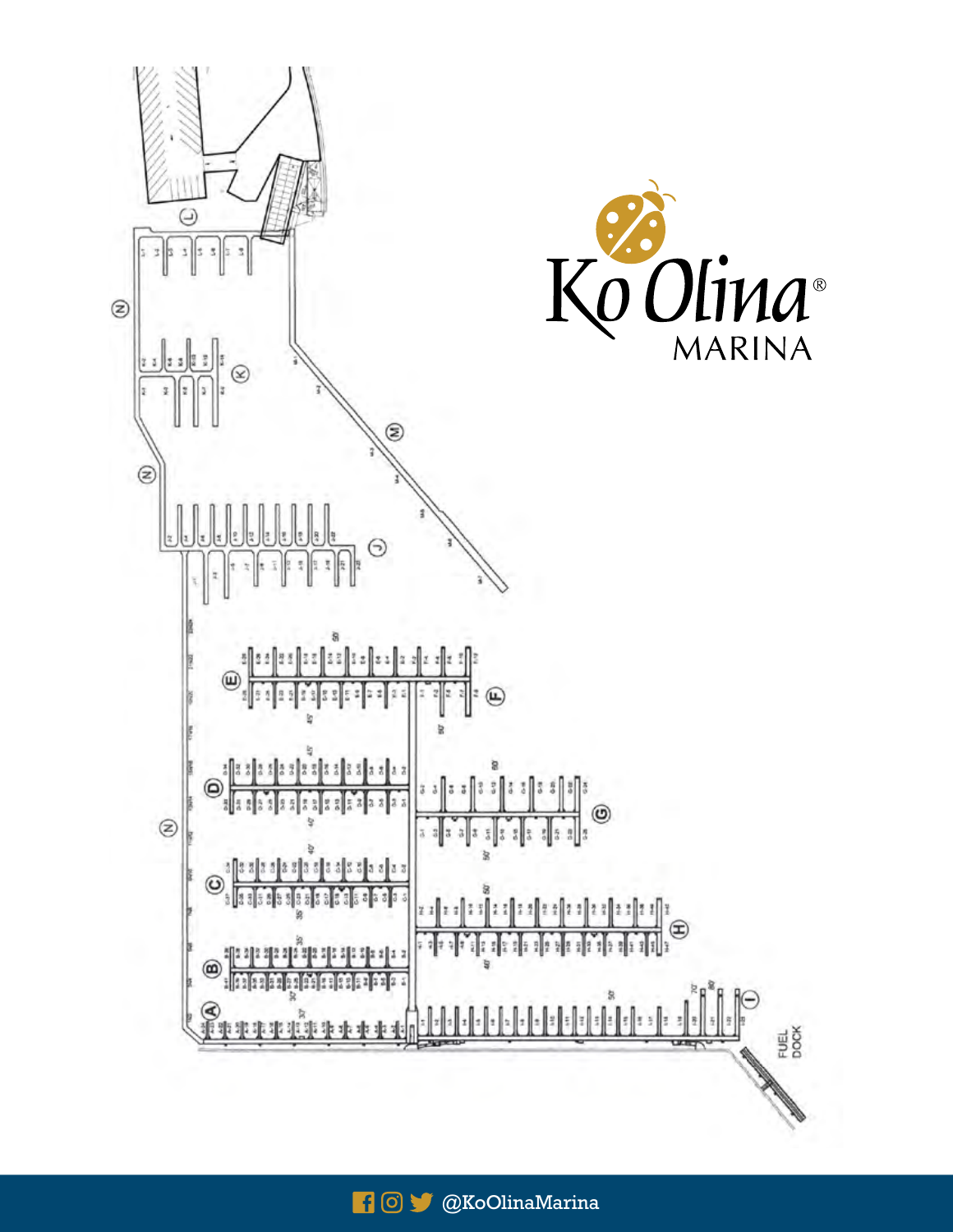Ko Olina® MARINA

A B C D E F G H I J K L M N

FUEL DOCK

@KoOlinaMarina